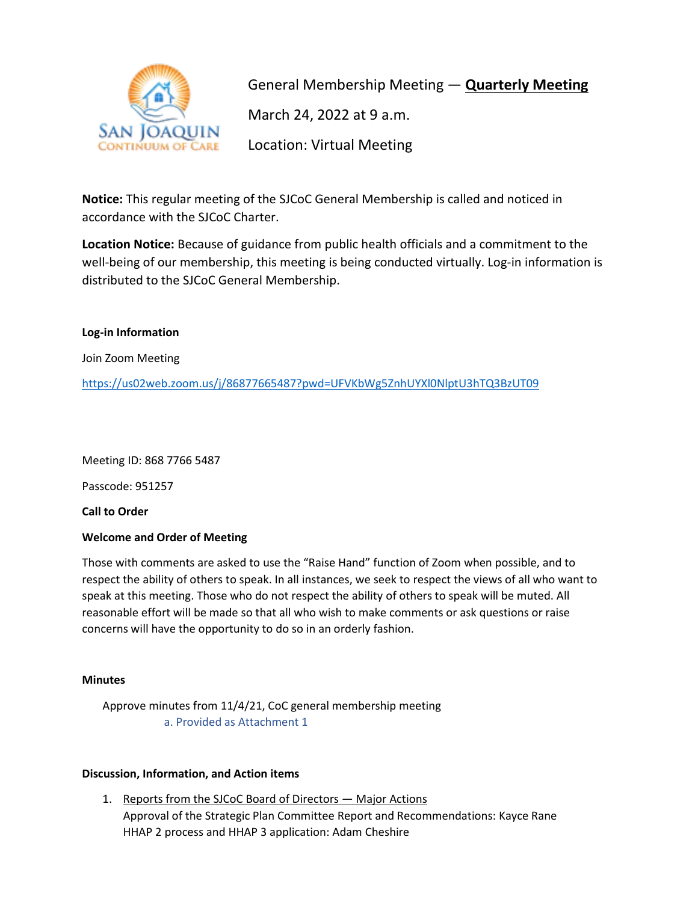General Membership Meeting — **Quarterly Meeting**

March 24, 2022 at 9 a.m.

Location: Virtual Meeting

**Notice:** This regular meeting of the SJCoC General Membership is called and noticed in accordance with the SJCoC Charter.

**Location Notice:** Because of guidance from public health officials and a commitment to the well-being of our membership, this meeting is being conducted virtually. Log-in information is distributed to the SJCoC General Membership.

**Log-in Information**

Join Zoom Meeting

https://us02web.zoom.us/j/86877665487?pwd=UFVKbWg5ZnhUYXl0NlptU3hTQ3BzUT09

Meeting ID: 868 7766 5487

Passcode: 951257

**Call to Order**

**Welcome and Order of Meeting**

Those with comments are asked to use the "Raise Hand" function of Zoom when possible, and to respect the ability of others to speak. In all instances, we seek to respect the views of all who want to speak at this meeting. Those who do not respect the ability of others to speak will be muted. All reasonable effort will be made so that all who wish to make comments or ask questions or raise concerns will have the opportunity to do so in an orderly fashion.

**Minutes**

Approve minutes from 11/4/21, CoC general membership meeting

a. Provided as Attachment 1

**Discussion, Information, and Action items**

1. Reports from the SJCoC Board of Directors — Major Actions
   Approval of the Strategic Plan Committee Report and Recommendations: Kayce Rane
   HHAP 2 process and HHAP 3 application: Adam Cheshire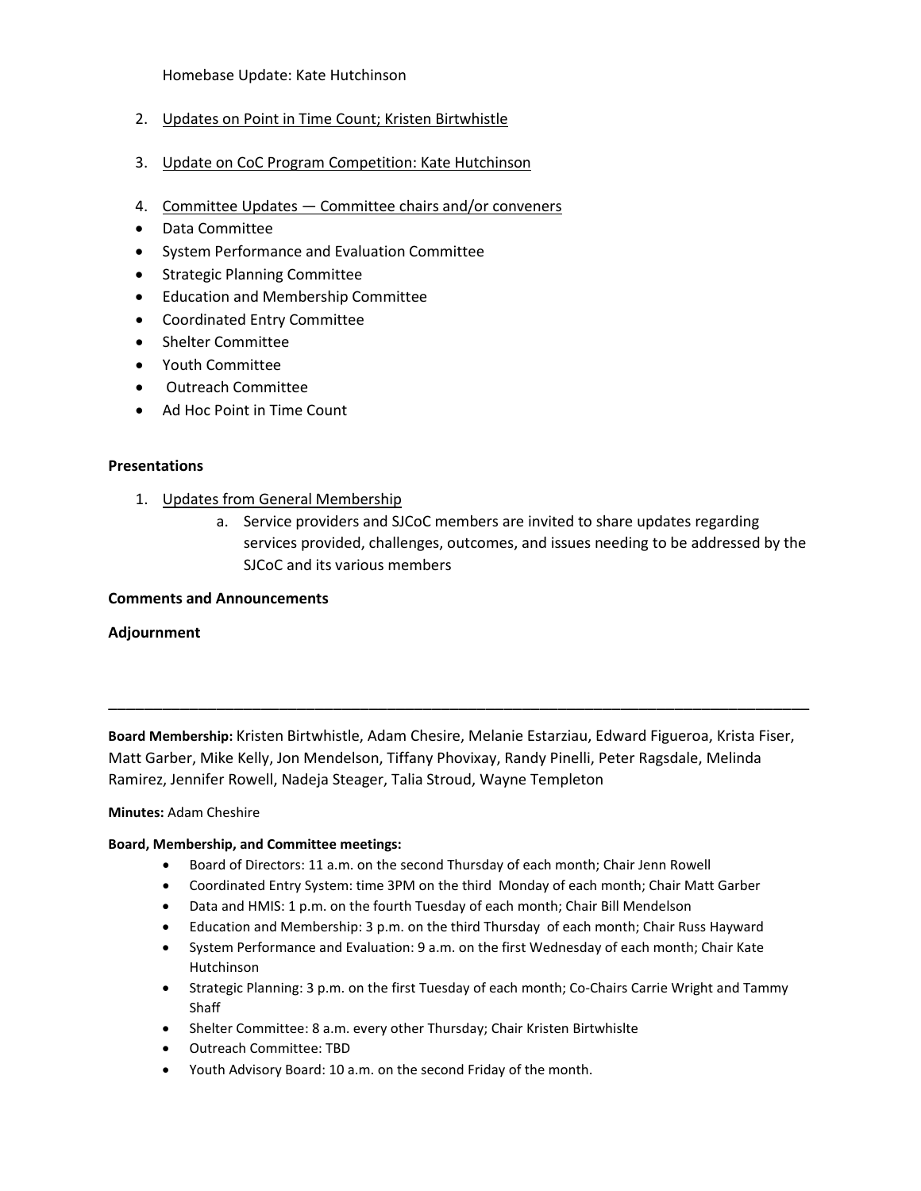Homebase Update: Kate Hutchinson

2. Updates on Point in Time Count; Kristen Birtwhistle

3. Update on CoC Program Competition: Kate Hutchinson

4. Committee Updates — Committee chairs and/or conveners

- Data Committee
- System Performance and Evaluation Committee
- Strategic Planning Committee
- Education and Membership Committee
- Coordinated Entry Committee
- Shelter Committee
- Youth Committee
- Outreach Committee
- Ad Hoc Point in Time Count

**Presentations**

1. Updates from General Membership
    a. Service providers and SJCoC members are invited to share updates regarding services provided, challenges, outcomes, and issues needing to be addressed by the SJCoC and its various members

**Comments and Announcements**

**Adjournment**

---

**Board Membership:** Kristen Birtwhistle, Adam Chesire, Melanie Estarziau, Edward Figueroa, Krista Fiser, Matt Garber, Mike Kelly, Jon Mendelson, Tiffany Phovixay, Randy Pinelli, Peter Ragsdale, Melinda Ramirez, Jennifer Rowell, Nadeja Steager, Talia Stroud, Wayne Templeton

**Minutes:** Adam Cheshire

**Board, Membership, and Committee meetings:**

- Board of Directors: 11 a.m. on the second Thursday of each month; Chair Jenn Rowell
- Coordinated Entry System: time 3PM on the third Monday of each month; Chair Matt Garber
- Data and HMIS: 1 p.m. on the fourth Tuesday of each month; Chair Bill Mendelson
- Education and Membership: 3 p.m. on the third Thursday of each month; Chair Russ Hayward
- System Performance and Evaluation: 9 a.m. on the first Wednesday of each month; Chair Kate Hutchinson
- Strategic Planning: 3 p.m. on the first Tuesday of each month; Co-Chairs Carrie Wright and Tammy Shaff
- Shelter Committee: 8 a.m. every other Thursday; Chair Kristen Birtwhislte
- Outreach Committee: TBD
- Youth Advisory Board: 10 a.m. on the second Friday of the month.